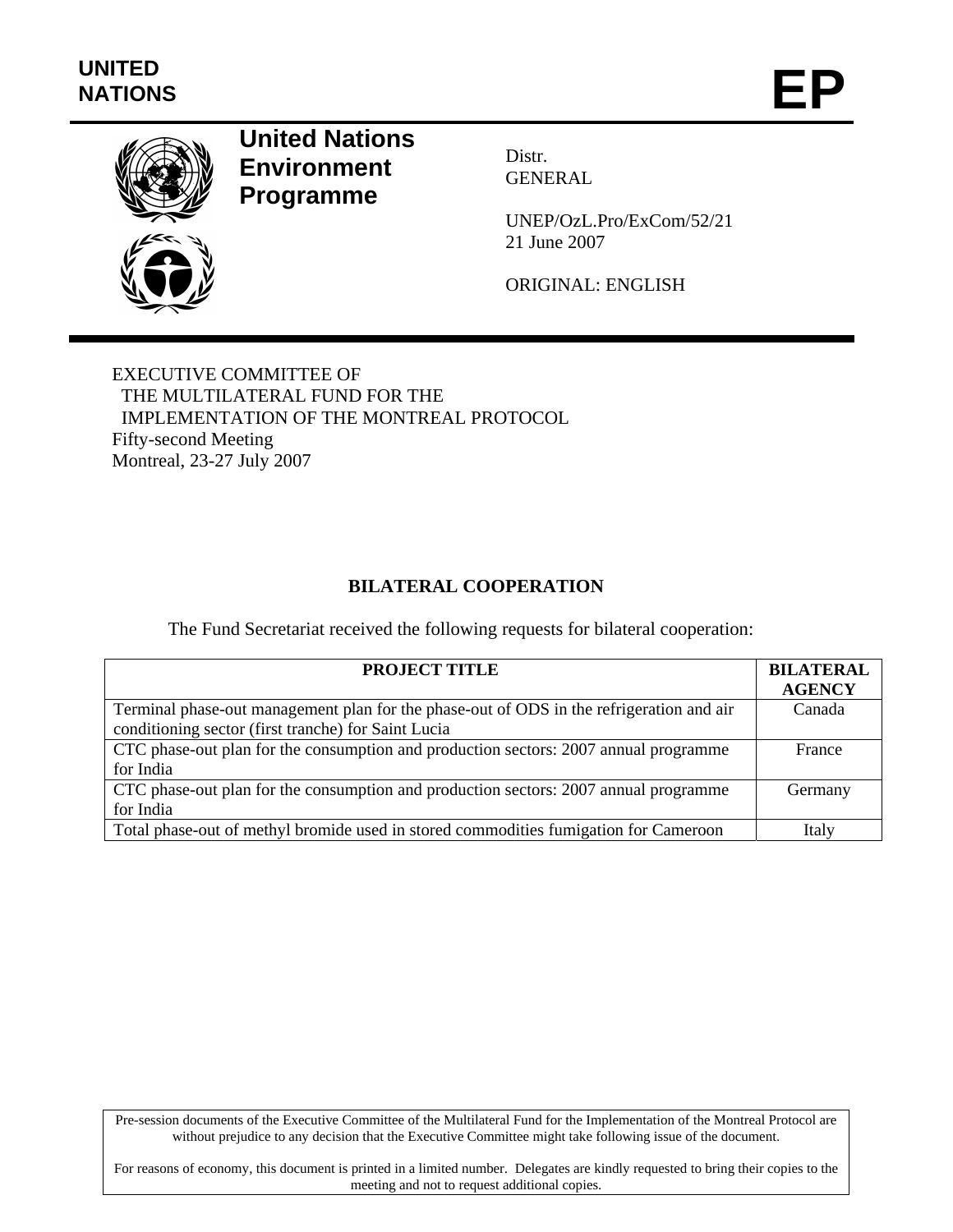UNITED NATIONS

# EP

**United Nations Environment Programme**

Distr.
GENERAL

UNEP/OzL.Pro/ExCom/52/21
21 June 2007

ORIGINAL: ENGLISH

EXECUTIVE COMMITTEE OF
THE MULTILATERAL FUND FOR THE
IMPLEMENTATION OF THE MONTREAL PROTOCOL
Fifty-second Meeting
Montreal, 23-27 July 2007

## BILATERAL COOPERATION

The Fund Secretariat received the following requests for bilateral cooperation:

| PROJECT TITLE | BILATERAL AGENCY |
|---|---|
| Terminal phase-out management plan for the phase-out of ODS in the refrigeration and air conditioning sector (first tranche) for Saint Lucia | Canada |
| CTC phase-out plan for the consumption and production sectors: 2007 annual programme for India | France |
| CTC phase-out plan for the consumption and production sectors: 2007 annual programme for India | Germany |
| Total phase-out of methyl bromide used in stored commodities fumigation for Cameroon | Italy |

Pre-session documents of the Executive Committee of the Multilateral Fund for the Implementation of the Montreal Protocol are without prejudice to any decision that the Executive Committee might take following issue of the document.

For reasons of economy, this document is printed in a limited number. Delegates are kindly requested to bring their copies to the meeting and not to request additional copies.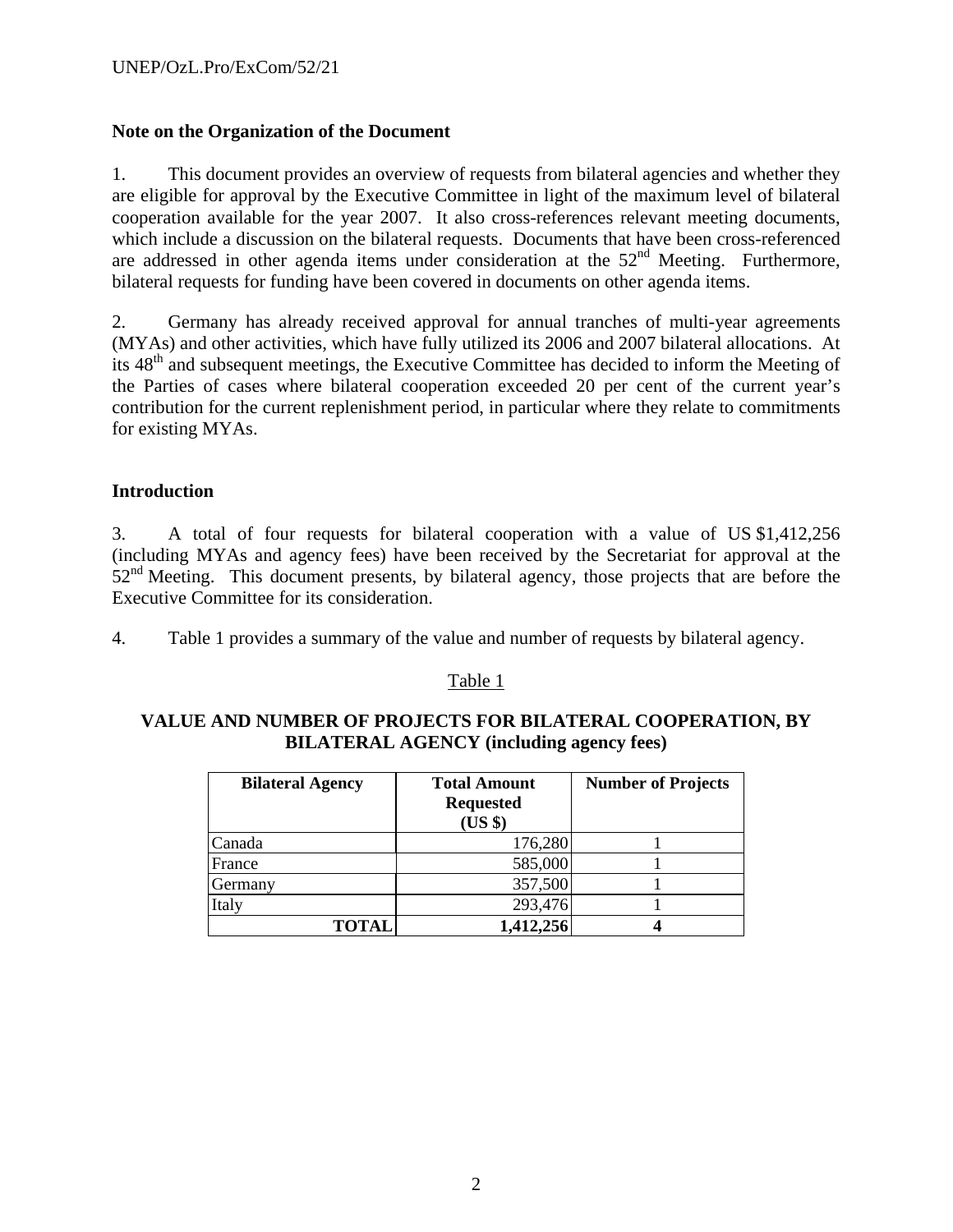**Note on the Organization of the Document**

1. This document provides an overview of requests from bilateral agencies and whether they are eligible for approval by the Executive Committee in light of the maximum level of bilateral cooperation available for the year 2007. It also cross-references relevant meeting documents, which include a discussion on the bilateral requests. Documents that have been cross-referenced are addressed in other agenda items under consideration at the 52nd Meeting. Furthermore, bilateral requests for funding have been covered in documents on other agenda items.

2. Germany has already received approval for annual tranches of multi-year agreements (MYAs) and other activities, which have fully utilized its 2006 and 2007 bilateral allocations. At its 48th and subsequent meetings, the Executive Committee has decided to inform the Meeting of the Parties of cases where bilateral cooperation exceeded 20 per cent of the current year's contribution for the current replenishment period, in particular where they relate to commitments for existing MYAs.

**Introduction**

3. A total of four requests for bilateral cooperation with a value of US $1,412,256 (including MYAs and agency fees) have been received by the Secretariat for approval at the 52nd Meeting. This document presents, by bilateral agency, those projects that are before the Executive Committee for its consideration.

4. Table 1 provides a summary of the value and number of requests by bilateral agency.

Table 1

**VALUE AND NUMBER OF PROJECTS FOR BILATERAL COOPERATION, BY BILATERAL AGENCY (including agency fees)**

| Bilateral Agency | Total Amount Requested (US $) | Number of Projects |
|---|---|---|
| Canada | 176,280 | 1 |
| France | 585,000 | 1 |
| Germany | 357,500 | 1 |
| Italy | 293,476 | 1 |
| **TOTAL** | **1,412,256** | **4** |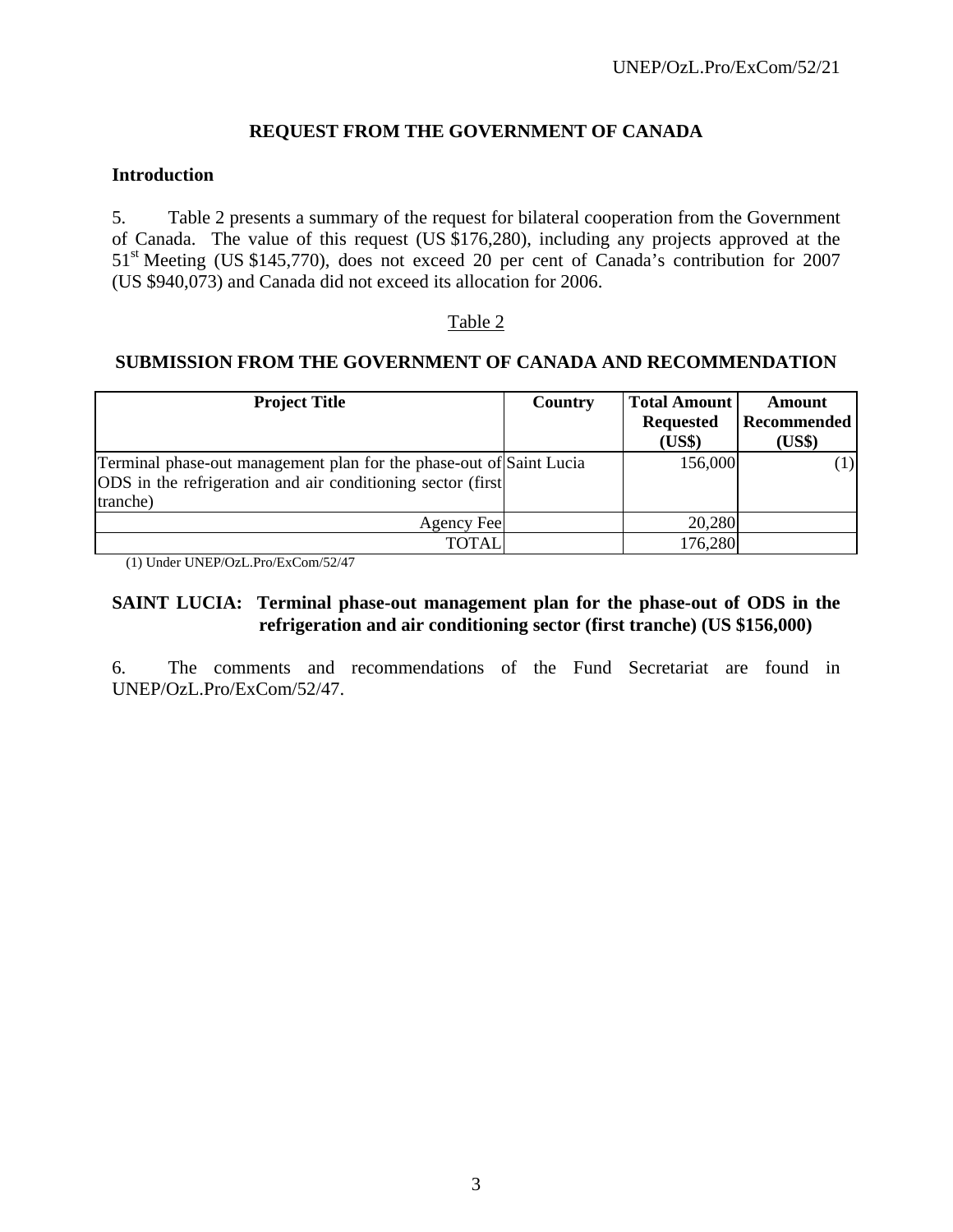## REQUEST FROM THE GOVERNMENT OF CANADA

### Introduction

5. Table 2 presents a summary of the request for bilateral cooperation from the Government of Canada. The value of this request (US $176,280), including any projects approved at the 51st Meeting (US $145,770), does not exceed 20 per cent of Canada's contribution for 2007 (US $940,073) and Canada did not exceed its allocation for 2006.

Table 2

**SUBMISSION FROM THE GOVERNMENT OF CANADA AND RECOMMENDATION**

| Project Title | Country | Total Amount Requested (US$) | Amount Recommended (US$) |
|---|---|---|---|
| Terminal phase-out management plan for the phase-out of ODS in the refrigeration and air conditioning sector (first tranche) | Saint Lucia | 156,000 | (1) |
| Agency Fee | | 20,280 | |
| TOTAL | | 176,280 | |

(1) Under UNEP/OzL.Pro/ExCom/52/47

**SAINT LUCIA: Terminal phase-out management plan for the phase-out of ODS in the refrigeration and air conditioning sector (first tranche) (US $156,000)**

6. The comments and recommendations of the Fund Secretariat are found in UNEP/OzL.Pro/ExCom/52/47.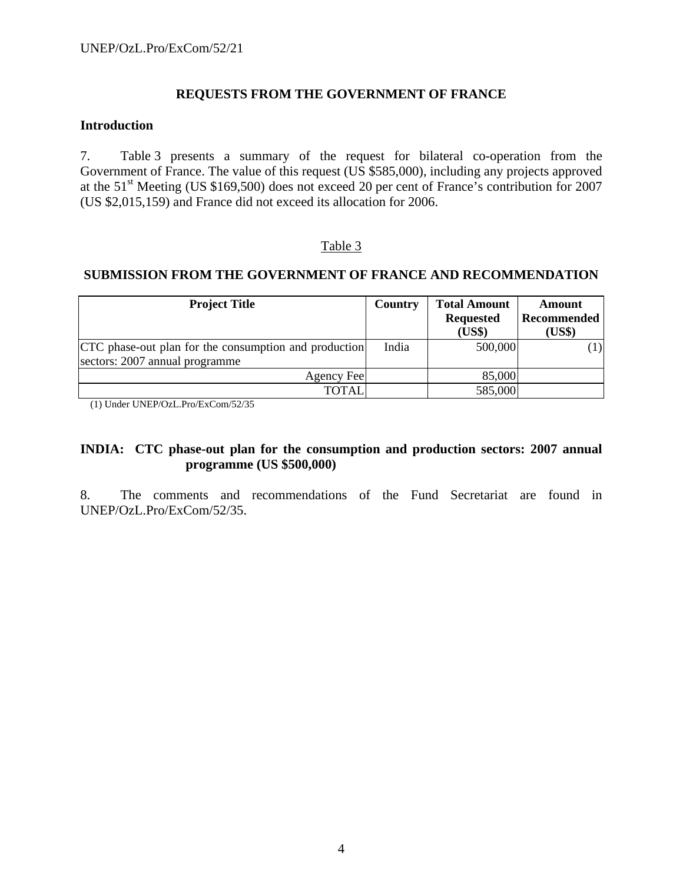## REQUESTS FROM THE GOVERNMENT OF FRANCE

### Introduction

7. Table 3 presents a summary of the request for bilateral co-operation from the Government of France. The value of this request (US $585,000), including any projects approved at the 51st Meeting (US $169,500) does not exceed 20 per cent of France's contribution for 2007 (US $2,015,159) and France did not exceed its allocation for 2006.

Table 3

**SUBMISSION FROM THE GOVERNMENT OF FRANCE AND RECOMMENDATION**

| Project Title | Country | Total Amount Requested (US$) | Amount Recommended (US$) |
|---|---|---|---|
| CTC phase-out plan for the consumption and production sectors: 2007 annual programme | India | 500,000 | (1) |
| Agency Fee | | 85,000 | |
| TOTAL | | 585,000 | |

(1) Under UNEP/OzL.Pro/ExCom/52/35

### INDIA: CTC phase-out plan for the consumption and production sectors: 2007 annual programme (US $500,000)

8. The comments and recommendations of the Fund Secretariat are found in UNEP/OzL.Pro/ExCom/52/35.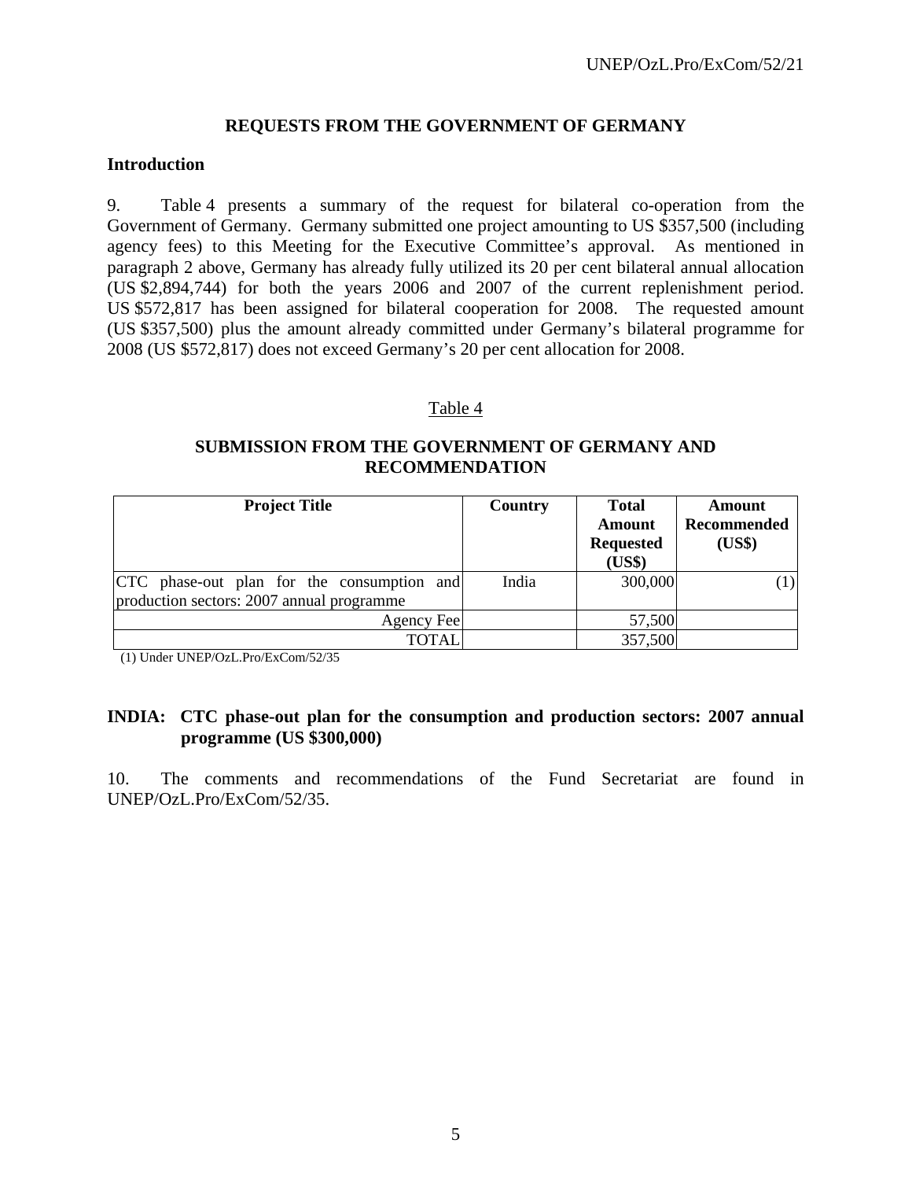## REQUESTS FROM THE GOVERNMENT OF GERMANY

### Introduction

9. Table 4 presents a summary of the request for bilateral co-operation from the Government of Germany. Germany submitted one project amounting to US $357,500 (including agency fees) to this Meeting for the Executive Committee's approval. As mentioned in paragraph 2 above, Germany has already fully utilized its 20 per cent bilateral annual allocation (US $2,894,744) for both the years 2006 and 2007 of the current replenishment period. US $572,817 has been assigned for bilateral cooperation for 2008. The requested amount (US $357,500) plus the amount already committed under Germany's bilateral programme for 2008 (US $572,817) does not exceed Germany's 20 per cent allocation for 2008.

Table 4

**SUBMISSION FROM THE GOVERNMENT OF GERMANY AND RECOMMENDATION**

| Project Title | Country | Total Amount Requested (US$) | Amount Recommended (US$) |
|---|---|---|---|
| CTC phase-out plan for the consumption and production sectors: 2007 annual programme | India | 300,000 | (1) |
| Agency Fee | | 57,500 | |
| TOTAL | | 357,500 | |

(1) Under UNEP/OzL.Pro/ExCom/52/35

### INDIA: CTC phase-out plan for the consumption and production sectors: 2007 annual programme (US $300,000)

10. The comments and recommendations of the Fund Secretariat are found in UNEP/OzL.Pro/ExCom/52/35.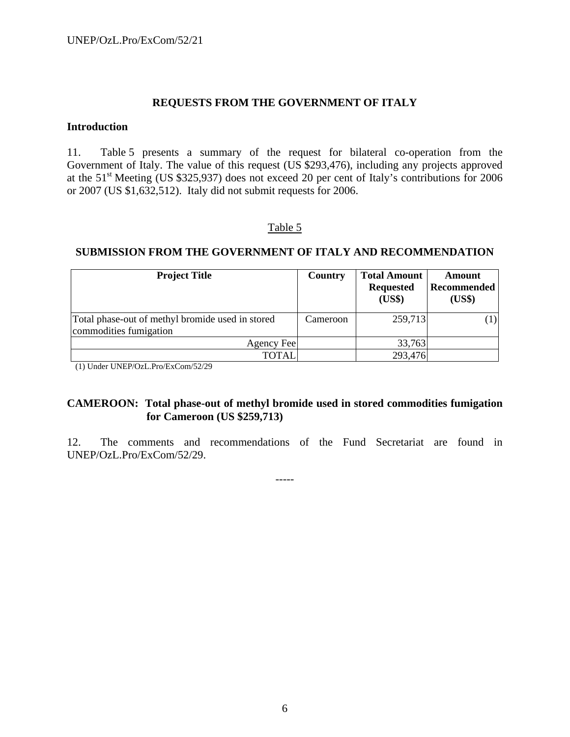## REQUESTS FROM THE GOVERNMENT OF ITALY

### Introduction

11. Table 5 presents a summary of the request for bilateral co-operation from the Government of Italy. The value of this request (US $293,476), including any projects approved at the 51st Meeting (US $325,937) does not exceed 20 per cent of Italy's contributions for 2006 or 2007 (US $1,632,512). Italy did not submit requests for 2006.

Table 5

**SUBMISSION FROM THE GOVERNMENT OF ITALY AND RECOMMENDATION**

| Project Title | Country | Total Amount Requested (US$) | Amount Recommended (US$) |
|---|---|---|---|
| Total phase-out of methyl bromide used in stored commodities fumigation | Cameroon | 259,713 | (1) |
| Agency Fee | | 33,763 | |
| TOTAL | | 293,476 | |

(1) Under UNEP/OzL.Pro/ExCom/52/29

### CAMEROON: Total phase-out of methyl bromide used in stored commodities fumigation for Cameroon (US $259,713)

12. The comments and recommendations of the Fund Secretariat are found in UNEP/OzL.Pro/ExCom/52/29.

-----